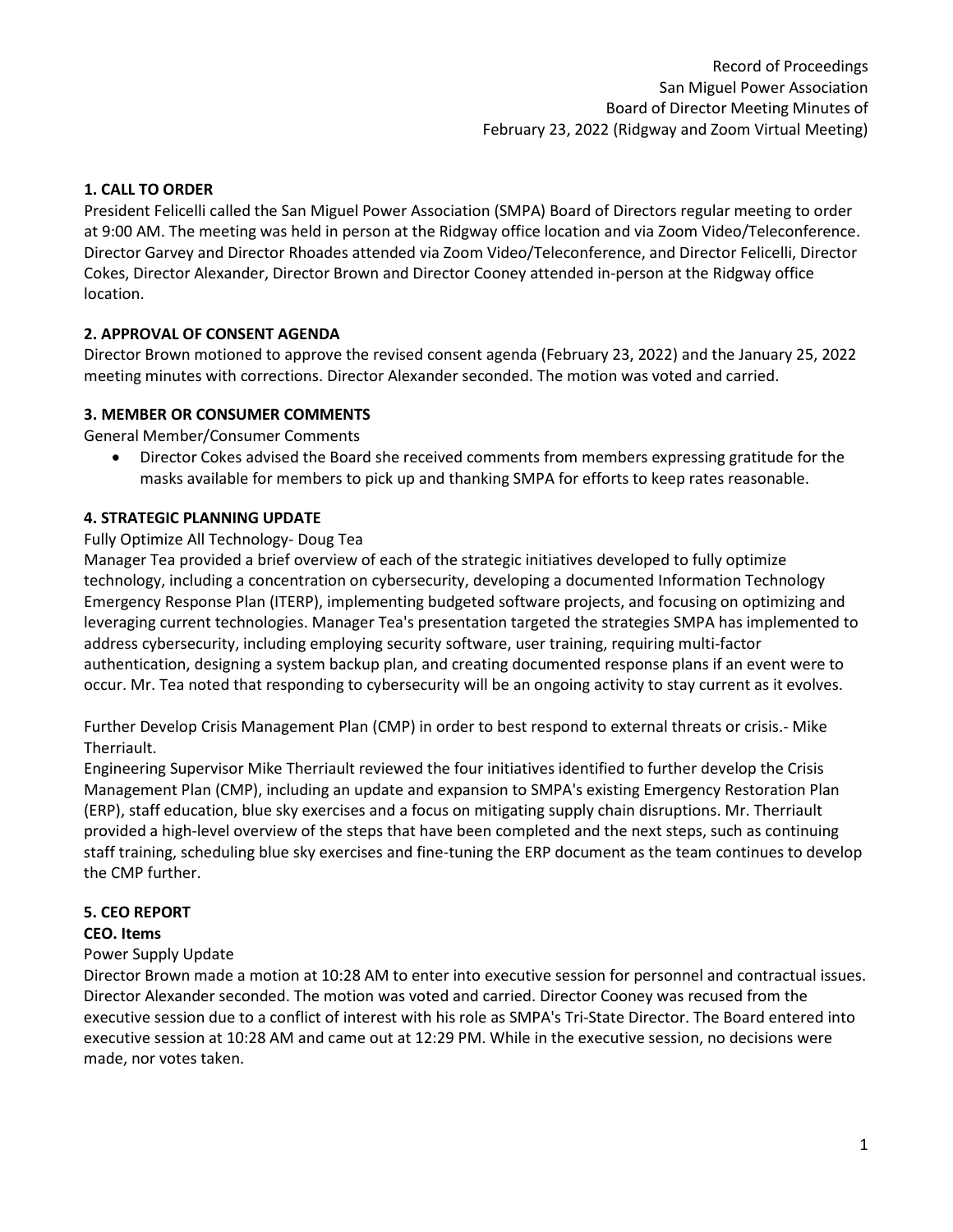Record of Proceedings
San Miguel Power Association
Board of Director Meeting Minutes of
February 23, 2022 (Ridgway and Zoom Virtual Meeting)

## 1. CALL TO ORDER

President Felicelli called the San Miguel Power Association (SMPA) Board of Directors regular meeting to order at 9:00 AM. The meeting was held in person at the Ridgway office location and via Zoom Video/Teleconference. Director Garvey and Director Rhoades attended via Zoom Video/Teleconference, and Director Felicelli, Director Cokes, Director Alexander, Director Brown and Director Cooney attended in-person at the Ridgway office location.

## 2. APPROVAL OF CONSENT AGENDA

Director Brown motioned to approve the revised consent agenda (February 23, 2022) and the January 25, 2022 meeting minutes with corrections. Director Alexander seconded. The motion was voted and carried.

## 3. MEMBER OR CONSUMER COMMENTS

General Member/Consumer Comments

- Director Cokes advised the Board she received comments from members expressing gratitude for the masks available for members to pick up and thanking SMPA for efforts to keep rates reasonable.

## 4. STRATEGIC PLANNING UPDATE

Fully Optimize All Technology- Doug Tea

Manager Tea provided a brief overview of each of the strategic initiatives developed to fully optimize technology, including a concentration on cybersecurity, developing a documented Information Technology Emergency Response Plan (ITERP), implementing budgeted software projects, and focusing on optimizing and leveraging current technologies. Manager Tea's presentation targeted the strategies SMPA has implemented to address cybersecurity, including employing security software, user training, requiring multi-factor authentication, designing a system backup plan, and creating documented response plans if an event were to occur. Mr. Tea noted that responding to cybersecurity will be an ongoing activity to stay current as it evolves.

Further Develop Crisis Management Plan (CMP) in order to best respond to external threats or crisis.- Mike Therriault.

Engineering Supervisor Mike Therriault reviewed the four initiatives identified to further develop the Crisis Management Plan (CMP), including an update and expansion to SMPA's existing Emergency Restoration Plan (ERP), staff education, blue sky exercises and a focus on mitigating supply chain disruptions. Mr. Therriault provided a high-level overview of the steps that have been completed and the next steps, such as continuing staff training, scheduling blue sky exercises and fine-tuning the ERP document as the team continues to develop the CMP further.

## 5. CEO REPORT

### CEO. Items

Power Supply Update

Director Brown made a motion at 10:28 AM to enter into executive session for personnel and contractual issues. Director Alexander seconded. The motion was voted and carried. Director Cooney was recused from the executive session due to a conflict of interest with his role as SMPA's Tri-State Director. The Board entered into executive session at 10:28 AM and came out at 12:29 PM. While in the executive session, no decisions were made, nor votes taken.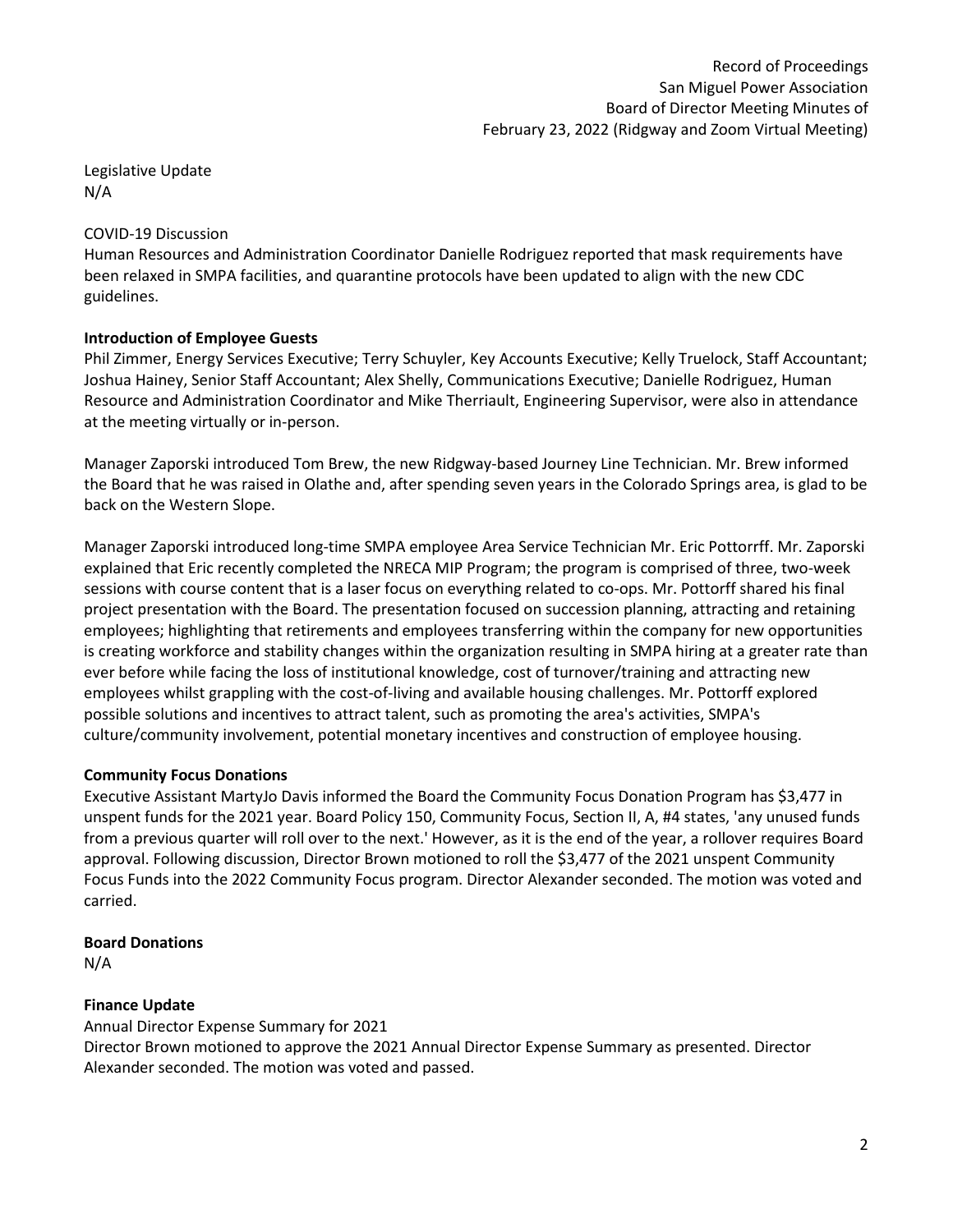Legislative Update
N/A

COVID-19 Discussion
Human Resources and Administration Coordinator Danielle Rodriguez reported that mask requirements have been relaxed in SMPA facilities, and quarantine protocols have been updated to align with the new CDC guidelines.

**Introduction of Employee Guests**
Phil Zimmer, Energy Services Executive; Terry Schuyler, Key Accounts Executive; Kelly Truelock, Staff Accountant; Joshua Hainey, Senior Staff Accountant; Alex Shelly, Communications Executive; Danielle Rodriguez, Human Resource and Administration Coordinator and Mike Therriault, Engineering Supervisor, were also in attendance at the meeting virtually or in-person.

Manager Zaporski introduced Tom Brew, the new Ridgway-based Journey Line Technician. Mr. Brew informed the Board that he was raised in Olathe and, after spending seven years in the Colorado Springs area, is glad to be back on the Western Slope.

Manager Zaporski introduced long-time SMPA employee Area Service Technician Mr. Eric Pottorrff. Mr. Zaporski explained that Eric recently completed the NRECA MIP Program; the program is comprised of three, two-week sessions with course content that is a laser focus on everything related to co-ops. Mr. Pottorff shared his final project presentation with the Board. The presentation focused on succession planning, attracting and retaining employees; highlighting that retirements and employees transferring within the company for new opportunities is creating workforce and stability changes within the organization resulting in SMPA hiring at a greater rate than ever before while facing the loss of institutional knowledge, cost of turnover/training and attracting new employees whilst grappling with the cost-of-living and available housing challenges. Mr. Pottorff explored possible solutions and incentives to attract talent, such as promoting the area's activities, SMPA's culture/community involvement, potential monetary incentives and construction of employee housing.

**Community Focus Donations**
Executive Assistant MartyJo Davis informed the Board the Community Focus Donation Program has $3,477 in unspent funds for the 2021 year. Board Policy 150, Community Focus, Section II, A, #4 states, 'any unused funds from a previous quarter will roll over to the next.' However, as it is the end of the year, a rollover requires Board approval. Following discussion, Director Brown motioned to roll the $3,477 of the 2021 unspent Community Focus Funds into the 2022 Community Focus program. Director Alexander seconded. The motion was voted and carried.

**Board Donations**
N/A

**Finance Update**
Annual Director Expense Summary for 2021
Director Brown motioned to approve the 2021 Annual Director Expense Summary as presented. Director Alexander seconded. The motion was voted and passed.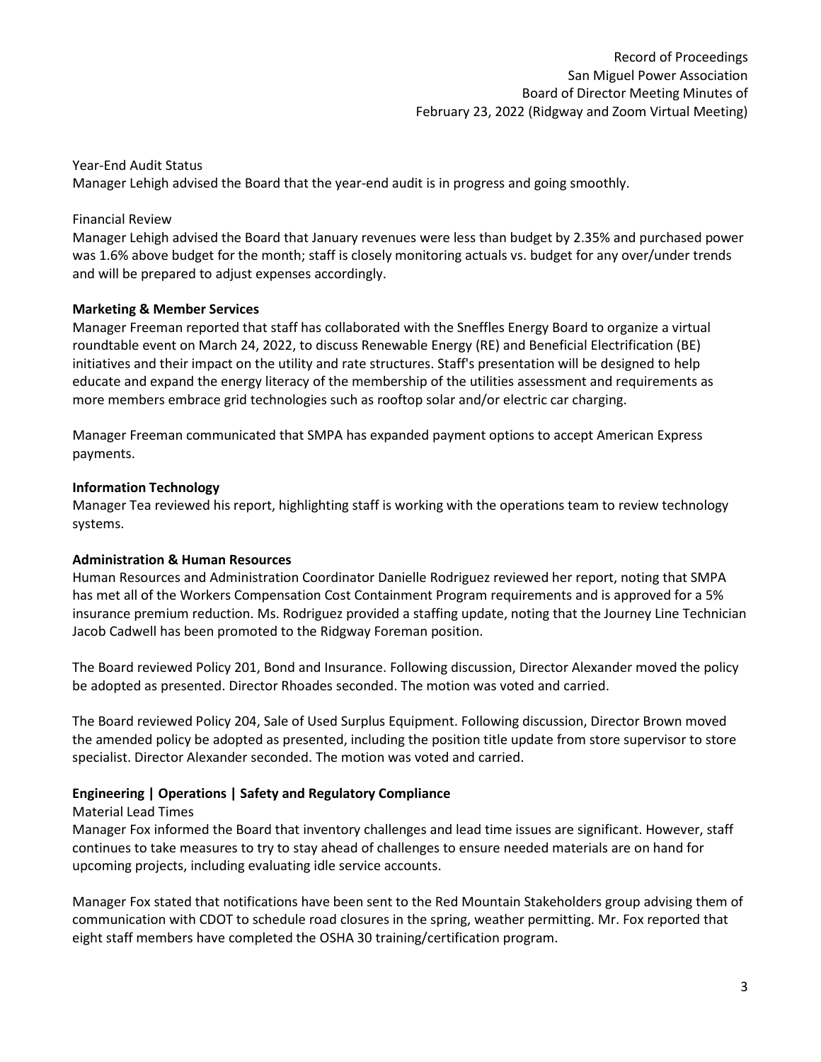Year-End Audit Status
Manager Lehigh advised the Board that the year-end audit is in progress and going smoothly.

Financial Review
Manager Lehigh advised the Board that January revenues were less than budget by 2.35% and purchased power was 1.6% above budget for the month; staff is closely monitoring actuals vs. budget for any over/under trends and will be prepared to adjust expenses accordingly.

**Marketing & Member Services**
Manager Freeman reported that staff has collaborated with the Sneffles Energy Board to organize a virtual roundtable event on March 24, 2022, to discuss Renewable Energy (RE) and Beneficial Electrification (BE) initiatives and their impact on the utility and rate structures. Staff's presentation will be designed to help educate and expand the energy literacy of the membership of the utilities assessment and requirements as more members embrace grid technologies such as rooftop solar and/or electric car charging.

Manager Freeman communicated that SMPA has expanded payment options to accept American Express payments.

**Information Technology**
Manager Tea reviewed his report, highlighting staff is working with the operations team to review technology systems.

**Administration & Human Resources**
Human Resources and Administration Coordinator Danielle Rodriguez reviewed her report, noting that SMPA has met all of the Workers Compensation Cost Containment Program requirements and is approved for a 5% insurance premium reduction. Ms. Rodriguez provided a staffing update, noting that the Journey Line Technician Jacob Cadwell has been promoted to the Ridgway Foreman position.

The Board reviewed Policy 201, Bond and Insurance. Following discussion, Director Alexander moved the policy be adopted as presented. Director Rhoades seconded. The motion was voted and carried.

The Board reviewed Policy 204, Sale of Used Surplus Equipment. Following discussion, Director Brown moved the amended policy be adopted as presented, including the position title update from store supervisor to store specialist. Director Alexander seconded. The motion was voted and carried.

**Engineering | Operations | Safety and Regulatory Compliance**
Material Lead Times
Manager Fox informed the Board that inventory challenges and lead time issues are significant. However, staff continues to take measures to try to stay ahead of challenges to ensure needed materials are on hand for upcoming projects, including evaluating idle service accounts.

Manager Fox stated that notifications have been sent to the Red Mountain Stakeholders group advising them of communication with CDOT to schedule road closures in the spring, weather permitting. Mr. Fox reported that eight staff members have completed the OSHA 30 training/certification program.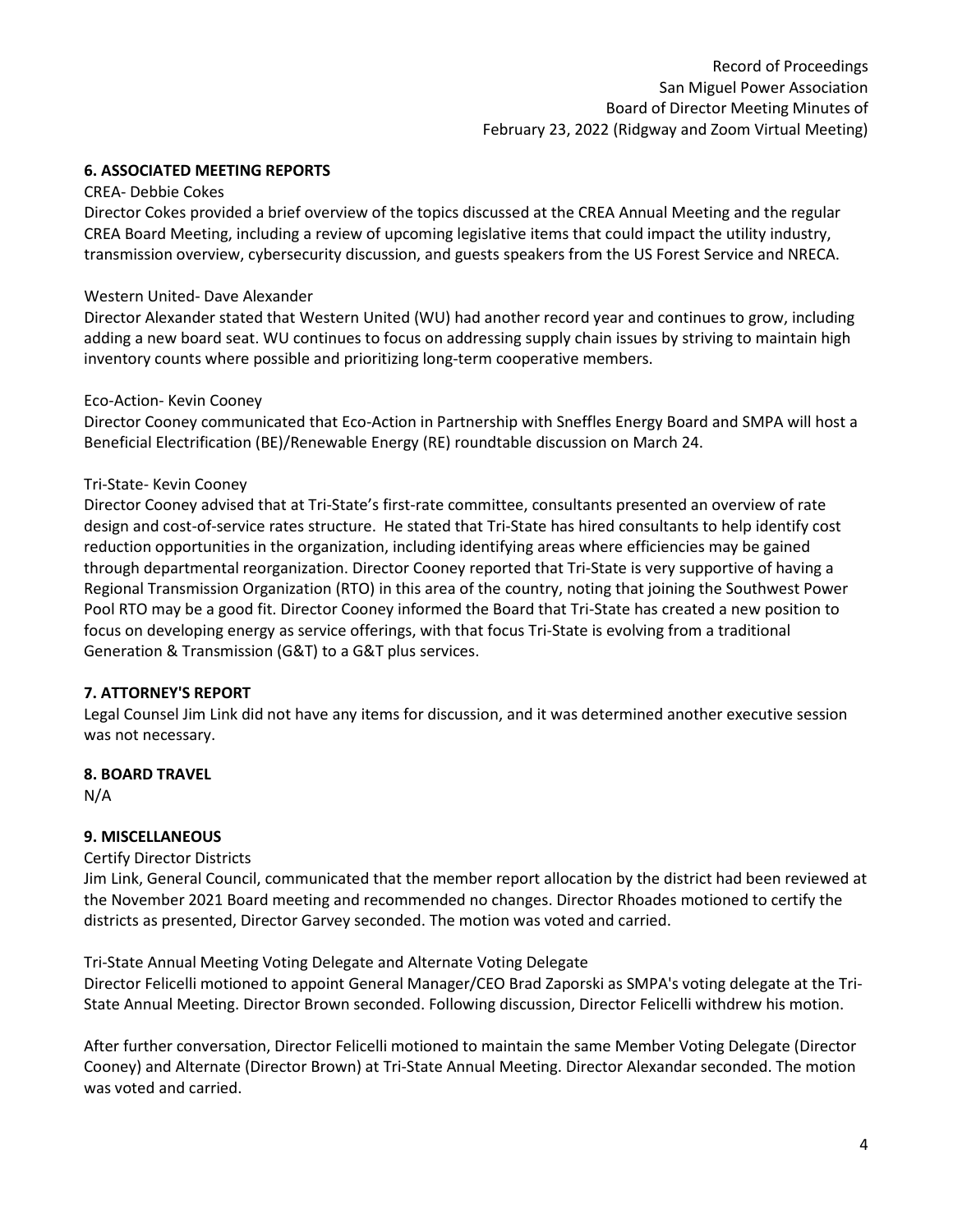### 6. ASSOCIATED MEETING REPORTS

CREA- Debbie Cokes

Director Cokes provided a brief overview of the topics discussed at the CREA Annual Meeting and the regular CREA Board Meeting, including a review of upcoming legislative items that could impact the utility industry, transmission overview, cybersecurity discussion, and guests speakers from the US Forest Service and NRECA.

Western United- Dave Alexander

Director Alexander stated that Western United (WU) had another record year and continues to grow, including adding a new board seat. WU continues to focus on addressing supply chain issues by striving to maintain high inventory counts where possible and prioritizing long-term cooperative members.

Eco-Action- Kevin Cooney

Director Cooney communicated that Eco-Action in Partnership with Sneffles Energy Board and SMPA will host a Beneficial Electrification (BE)/Renewable Energy (RE) roundtable discussion on March 24.

Tri-State- Kevin Cooney

Director Cooney advised that at Tri-State's first-rate committee, consultants presented an overview of rate design and cost-of-service rates structure. He stated that Tri-State has hired consultants to help identify cost reduction opportunities in the organization, including identifying areas where efficiencies may be gained through departmental reorganization. Director Cooney reported that Tri-State is very supportive of having a Regional Transmission Organization (RTO) in this area of the country, noting that joining the Southwest Power Pool RTO may be a good fit. Director Cooney informed the Board that Tri-State has created a new position to focus on developing energy as service offerings, with that focus Tri-State is evolving from a traditional Generation & Transmission (G&T) to a G&T plus services.

### 7. ATTORNEY'S REPORT

Legal Counsel Jim Link did not have any items for discussion, and it was determined another executive session was not necessary.

### 8. BOARD TRAVEL

N/A

### 9. MISCELLANEOUS

Certify Director Districts

Jim Link, General Council, communicated that the member report allocation by the district had been reviewed at the November 2021 Board meeting and recommended no changes. Director Rhoades motioned to certify the districts as presented, Director Garvey seconded. The motion was voted and carried.

Tri-State Annual Meeting Voting Delegate and Alternate Voting Delegate

Director Felicelli motioned to appoint General Manager/CEO Brad Zaporski as SMPA's voting delegate at the Tri-State Annual Meeting. Director Brown seconded. Following discussion, Director Felicelli withdrew his motion.

After further conversation, Director Felicelli motioned to maintain the same Member Voting Delegate (Director Cooney) and Alternate (Director Brown) at Tri-State Annual Meeting. Director Alexandar seconded. The motion was voted and carried.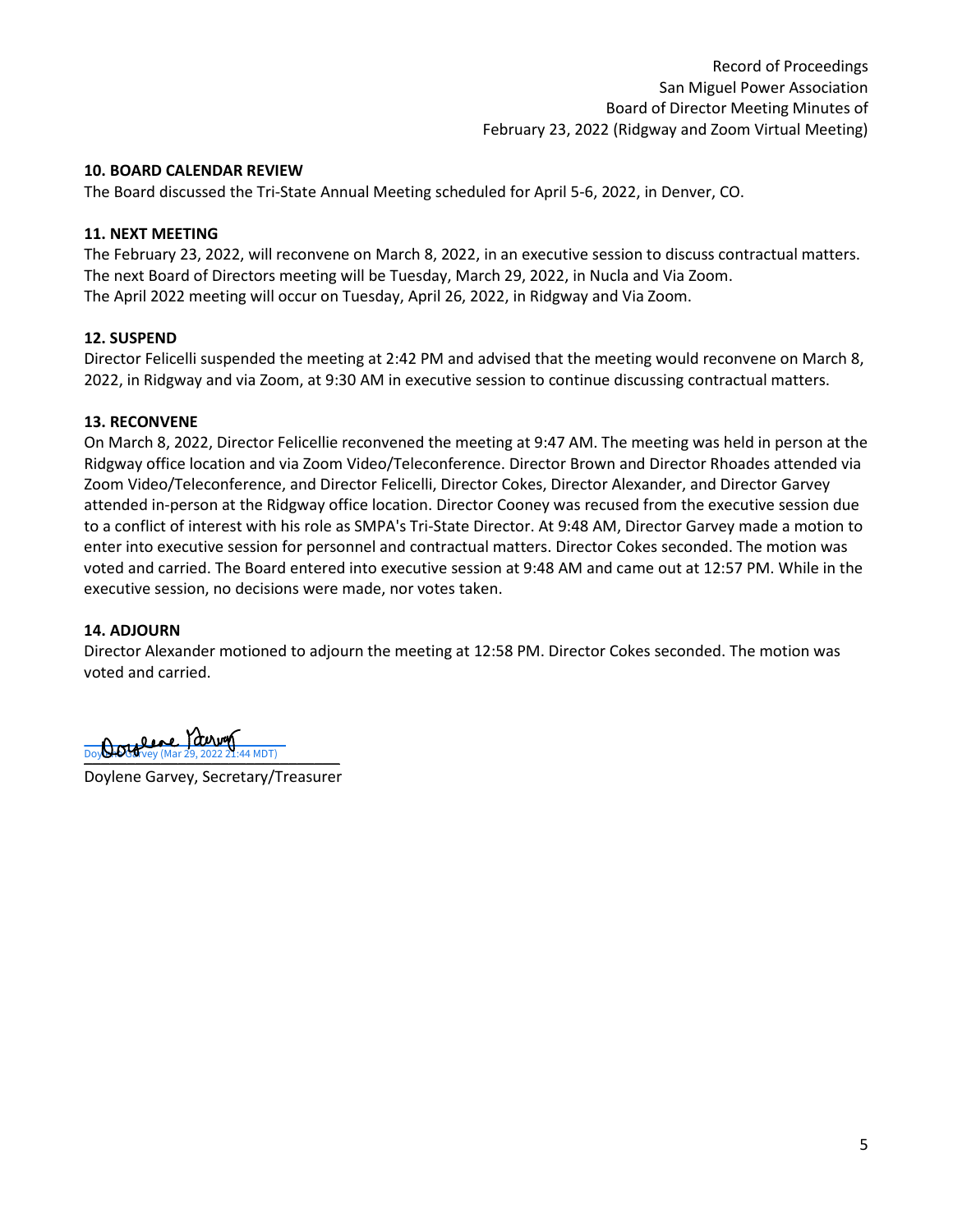Record of Proceedings
San Miguel Power Association
Board of Director Meeting Minutes of
February 23, 2022 (Ridgway and Zoom Virtual Meeting)

**10. BOARD CALENDAR REVIEW**

The Board discussed the Tri-State Annual Meeting scheduled for April 5-6, 2022, in Denver, CO.

**11. NEXT MEETING**

The February 23, 2022, will reconvene on March 8, 2022, in an executive session to discuss contractual matters.
The next Board of Directors meeting will be Tuesday, March 29, 2022, in Nucla and Via Zoom.
The April 2022 meeting will occur on Tuesday, April 26, 2022, in Ridgway and Via Zoom.

**12. SUSPEND**

Director Felicelli suspended the meeting at 2:42 PM and advised that the meeting would reconvene on March 8, 2022, in Ridgway and via Zoom, at 9:30 AM in executive session to continue discussing contractual matters.

**13. RECONVENE**

On March 8, 2022, Director Felicellie reconvened the meeting at 9:47 AM. The meeting was held in person at the Ridgway office location and via Zoom Video/Teleconference. Director Brown and Director Rhoades attended via Zoom Video/Teleconference, and Director Felicelli, Director Cokes, Director Alexander, and Director Garvey attended in-person at the Ridgway office location. Director Cooney was recused from the executive session due to a conflict of interest with his role as SMPA's Tri-State Director. At 9:48 AM, Director Garvey made a motion to enter into executive session for personnel and contractual matters. Director Cokes seconded. The motion was voted and carried. The Board entered into executive session at 9:48 AM and came out at 12:57 PM. While in the executive session, no decisions were made, nor votes taken.

**14. ADJOURN**

Director Alexander motioned to adjourn the meeting at 12:58 PM. Director Cokes seconded. The motion was voted and carried.

Doylene Garvey (Mar 29, 2022 21:44 MDT)

Doylene Garvey, Secretary/Treasurer